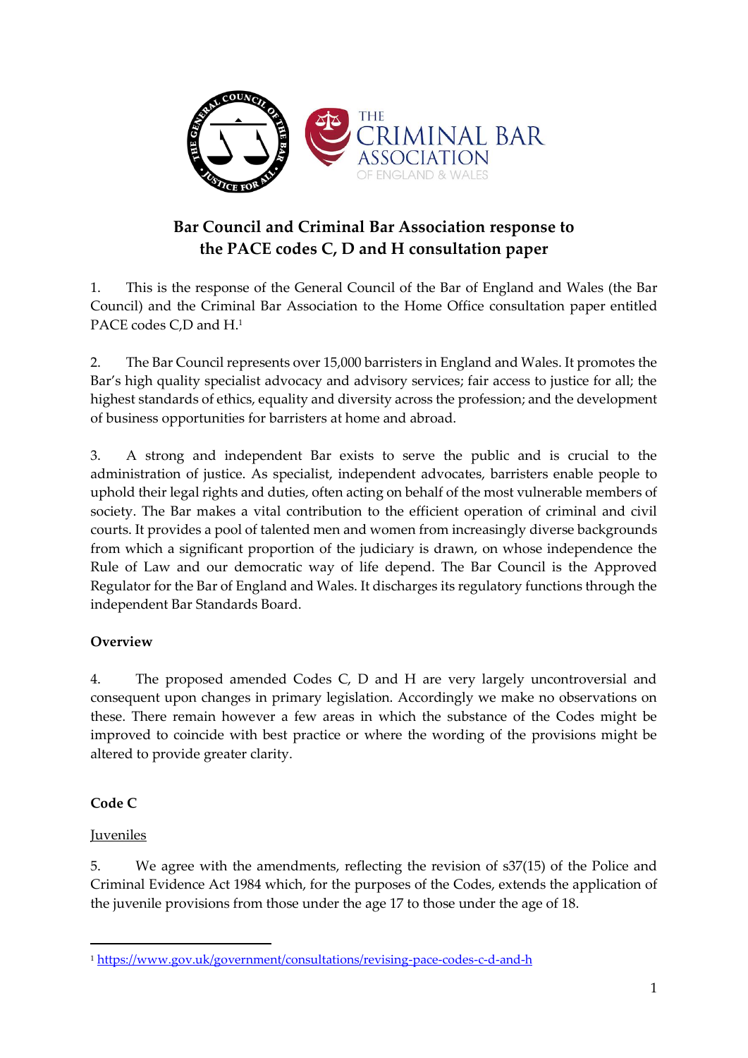# Bar Council and Criminal Bar Association response to the PACE codes C, D and H consultation paper

1. This is the response of the General Council of the Bar of England and Wales (the Bar Council) and the Criminal Bar Association to the Home Office consultation paper entitled PACE codes C,D and H.[1]

2. The Bar Council represents over 15,000 barristers in England and Wales. It promotes the Bar's high quality specialist advocacy and advisory services; fair access to justice for all; the highest standards of ethics, equality and diversity across the profession; and the development of business opportunities for barristers at home and abroad.

3. A strong and independent Bar exists to serve the public and is crucial to the administration of justice. As specialist, independent advocates, barristers enable people to uphold their legal rights and duties, often acting on behalf of the most vulnerable members of society. The Bar makes a vital contribution to the efficient operation of criminal and civil courts. It provides a pool of talented men and women from increasingly diverse backgrounds from which a significant proportion of the judiciary is drawn, on whose independence the Rule of Law and our democratic way of life depend. The Bar Council is the Approved Regulator for the Bar of England and Wales. It discharges its regulatory functions through the independent Bar Standards Board.

**Overview**

4. The proposed amended Codes C, D and H are very largely uncontroversial and consequent upon changes in primary legislation. Accordingly we make no observations on these. There remain however a few areas in which the substance of the Codes might be improved to coincide with best practice or where the wording of the provisions might be altered to provide greater clarity.

**Code C**

Juveniles

5. We agree with the amendments, reflecting the revision of s37(15) of the Police and Criminal Evidence Act 1984 which, for the purposes of the Codes, extends the application of the juvenile provisions from those under the age 17 to those under the age of 18.

[1] https://www.gov.uk/government/consultations/revising-pace-codes-c-d-and-h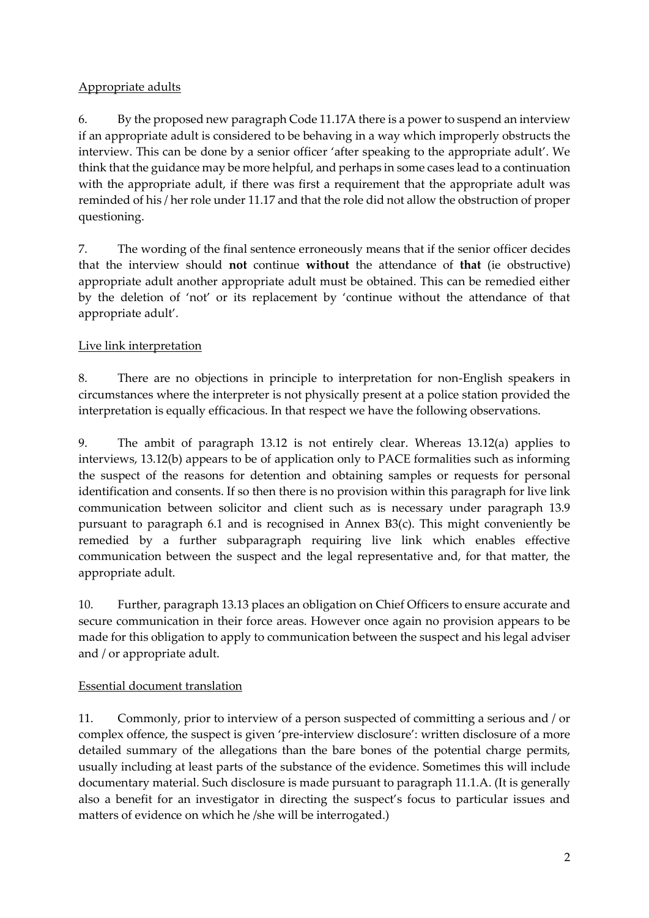<u>Appropriate adults</u>

6. By the proposed new paragraph Code 11.17A there is a power to suspend an interview if an appropriate adult is considered to be behaving in a way which improperly obstructs the interview. This can be done by a senior officer 'after speaking to the appropriate adult'. We think that the guidance may be more helpful, and perhaps in some cases lead to a continuation with the appropriate adult, if there was first a requirement that the appropriate adult was reminded of his / her role under 11.17 and that the role did not allow the obstruction of proper questioning.

7. The wording of the final sentence erroneously means that if the senior officer decides that the interview should **not** continue **without** the attendance of **that** (ie obstructive) appropriate adult another appropriate adult must be obtained. This can be remedied either by the deletion of 'not' or its replacement by 'continue without the attendance of that appropriate adult'.

<u>Live link interpretation</u>

8. There are no objections in principle to interpretation for non-English speakers in circumstances where the interpreter is not physically present at a police station provided the interpretation is equally efficacious. In that respect we have the following observations.

9. The ambit of paragraph 13.12 is not entirely clear. Whereas 13.12(a) applies to interviews, 13.12(b) appears to be of application only to PACE formalities such as informing the suspect of the reasons for detention and obtaining samples or requests for personal identification and consents. If so then there is no provision within this paragraph for live link communication between solicitor and client such as is necessary under paragraph 13.9 pursuant to paragraph 6.1 and is recognised in Annex B3(c). This might conveniently be remedied by a further subparagraph requiring live link which enables effective communication between the suspect and the legal representative and, for that matter, the appropriate adult.

10. Further, paragraph 13.13 places an obligation on Chief Officers to ensure accurate and secure communication in their force areas. However once again no provision appears to be made for this obligation to apply to communication between the suspect and his legal adviser and / or appropriate adult.

<u>Essential document translation</u>

11. Commonly, prior to interview of a person suspected of committing a serious and / or complex offence, the suspect is given 'pre-interview disclosure': written disclosure of a more detailed summary of the allegations than the bare bones of the potential charge permits, usually including at least parts of the substance of the evidence. Sometimes this will include documentary material. Such disclosure is made pursuant to paragraph 11.1.A. (It is generally also a benefit for an investigator in directing the suspect's focus to particular issues and matters of evidence on which he /she will be interrogated.)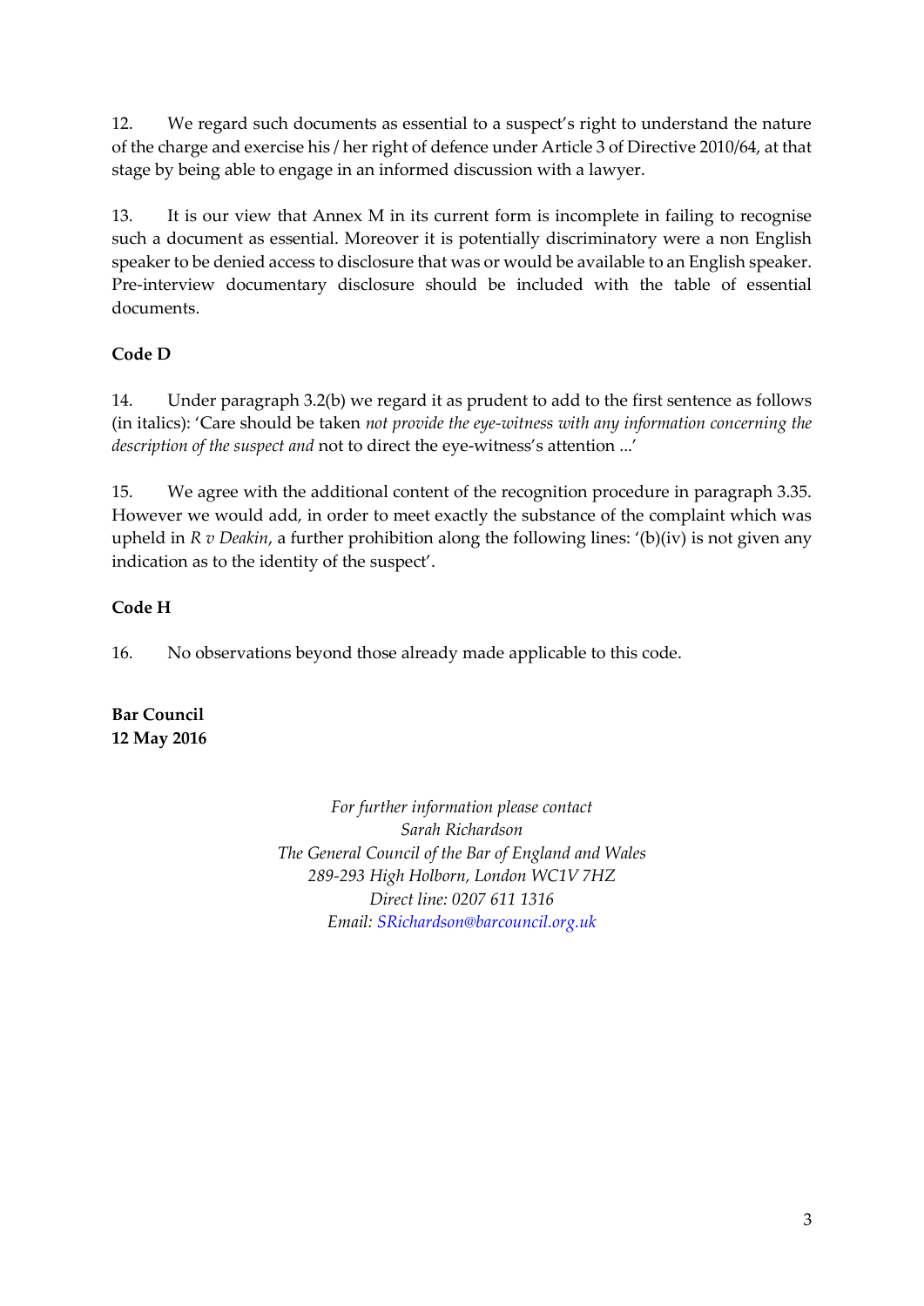12. We regard such documents as essential to a suspect's right to understand the nature of the charge and exercise his / her right of defence under Article 3 of Directive 2010/64, at that stage by being able to engage in an informed discussion with a lawyer.

13. It is our view that Annex M in its current form is incomplete in failing to recognise such a document as essential. Moreover it is potentially discriminatory were a non English speaker to be denied access to disclosure that was or would be available to an English speaker. Pre-interview documentary disclosure should be included with the table of essential documents.

**Code D**

14. Under paragraph 3.2(b) we regard it as prudent to add to the first sentence as follows (in italics): 'Care should be taken *not provide the eye-witness with any information concerning the description of the suspect and* not to direct the eye-witness's attention ...'

15. We agree with the additional content of the recognition procedure in paragraph 3.35. However we would add, in order to meet exactly the substance of the complaint which was upheld in *R v Deakin*, a further prohibition along the following lines: '(b)(iv) is not given any indication as to the identity of the suspect'.

**Code H**

16. No observations beyond those already made applicable to this code.

**Bar Council**
**12 May 2016**

*For further information please contact*
*Sarah Richardson*
*The General Council of the Bar of England and Wales*
*289-293 High Holborn, London WC1V 7HZ*
*Direct line: 0207 611 1316*
*Email: SRichardson@barcouncil.org.uk*